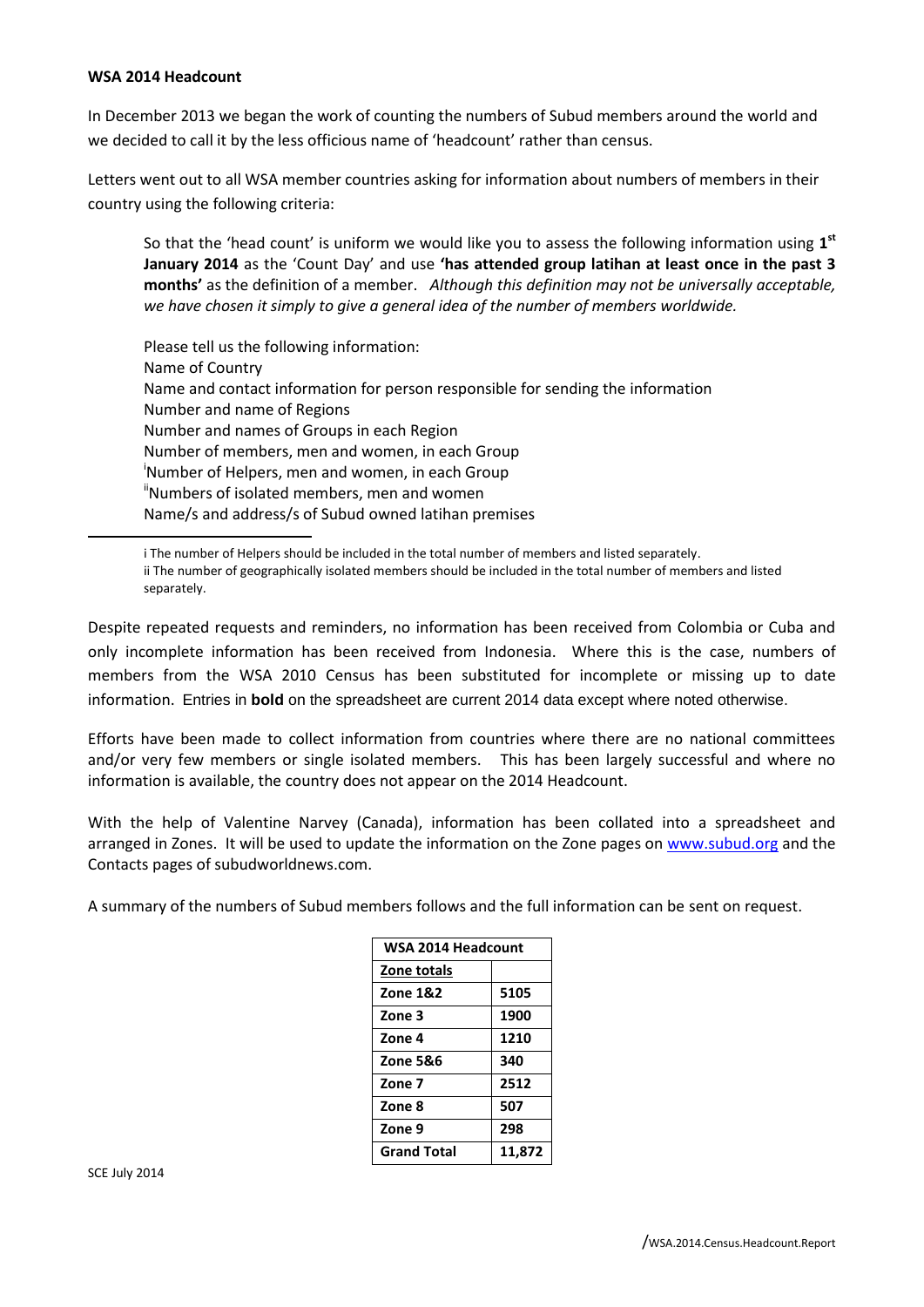**WSA 2014 Headcount**

In December 2013 we began the work of counting the numbers of Subud members around the world and we decided to call it by the less officious name of 'headcount' rather than census.

Letters went out to all WSA member countries asking for information about numbers of members in their country using the following criteria:

> So that the 'head count' is uniform we would like you to assess the following information using **1st January 2014** as the 'Count Day' and use **'has attended group latihan at least once in the past 3 months'** as the definition of a member. *Although this definition may not be universally acceptable, we have chosen it simply to give a general idea of the number of members worldwide.*
>
> Please tell us the following information:
> Name of Country
> Name and contact information for person responsible for sending the information
> Number and name of Regions
> Number and names of Groups in each Region
> Number of members, men and women, in each Group
> [i]Number of Helpers, men and women, in each Group
> [ii]Numbers of isolated members, men and women
> Name/s and address/s of Subud owned latihan premises

i The number of Helpers should be included in the total number of members and listed separately.
ii The number of geographically isolated members should be included in the total number of members and listed separately.

Despite repeated requests and reminders, no information has been received from Colombia or Cuba and only incomplete information has been received from Indonesia. Where this is the case, numbers of members from the WSA 2010 Census has been substituted for incomplete or missing up to date information. Entries in **bold** on the spreadsheet are current 2014 data except where noted otherwise.

Efforts have been made to collect information from countries where there are no national committees and/or very few members or single isolated members. This has been largely successful and where no information is available, the country does not appear on the 2014 Headcount.

With the help of Valentine Narvey (Canada), information has been collated into a spreadsheet and arranged in Zones. It will be used to update the information on the Zone pages on www.subud.org and the Contacts pages of subudworldnews.com.

A summary of the numbers of Subud members follows and the full information can be sent on request.

| **WSA 2014 Headcount** | |
|---|---|
| **Zone totals** | |
| **Zone 1&2** | **5105** |
| **Zone 3** | **1900** |
| **Zone 4** | **1210** |
| **Zone 5&6** | **340** |
| **Zone 7** | **2512** |
| **Zone 8** | **507** |
| **Zone 9** | **298** |
| **Grand Total** | **11,872** |

SCE July 2014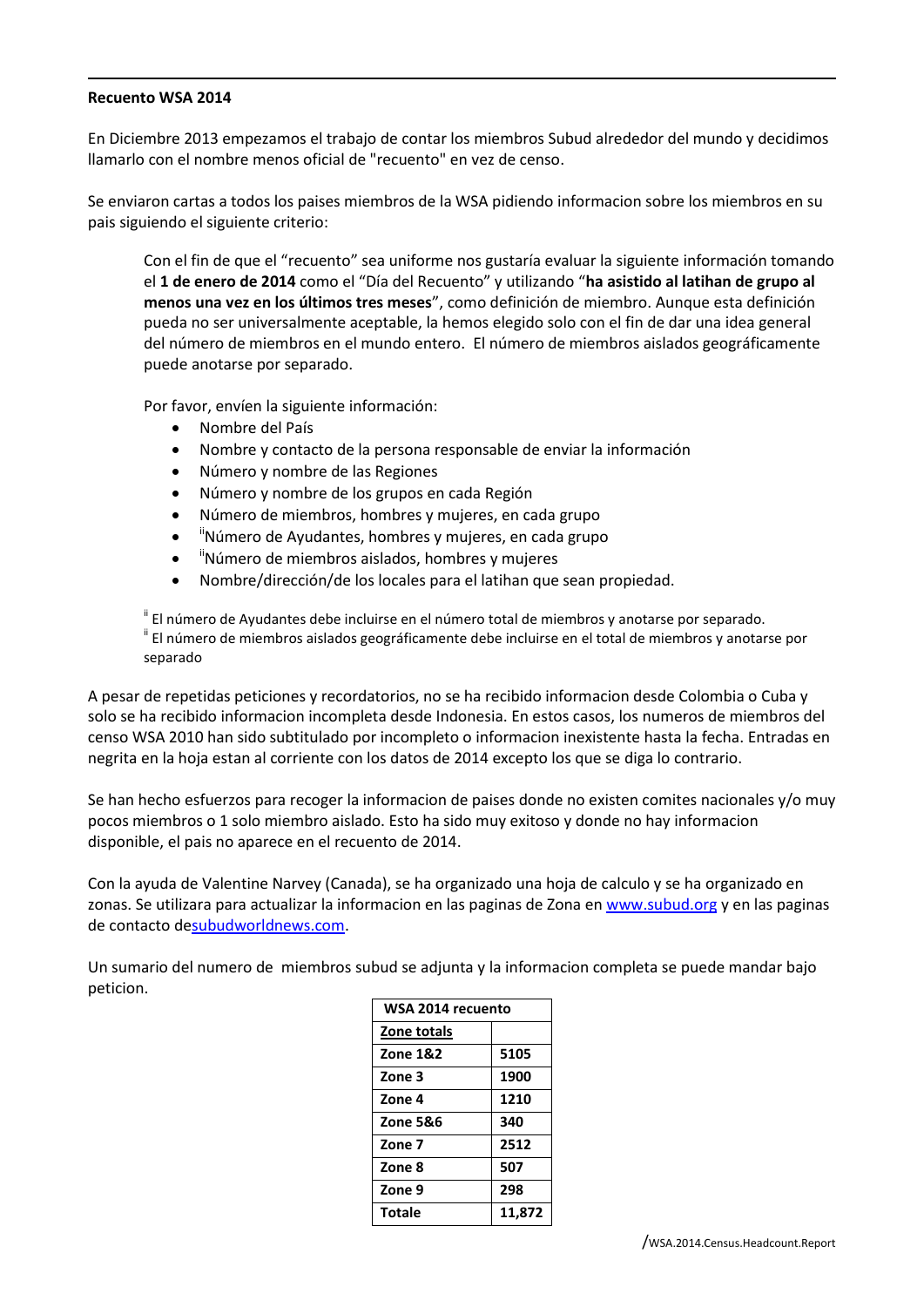**Recuento WSA 2014**

En Diciembre 2013 empezamos el trabajo de contar los miembros Subud alrededor del mundo y decidimos llamarlo con el nombre menos oficial de "recuento" en vez de censo.

Se enviaron cartas a todos los paises miembros de la WSA pidiendo informacion sobre los miembros en su pais siguiendo el siguiente criterio:

> Con el fin de que el "recuento" sea uniforme nos gustaría evaluar la siguiente información tomando el **1 de enero de 2014** como el "Día del Recuento" y utilizando "**ha asistido al latihan de grupo al menos una vez en los últimos tres meses**", como definición de miembro. Aunque esta definición pueda no ser universalmente aceptable, la hemos elegido solo con el fin de dar una idea general del número de miembros en el mundo entero. El número de miembros aislados geográficamente puede anotarse por separado.
>
> Por favor, envíen la siguiente información:
>
> - Nombre del País
> - Nombre y contacto de la persona responsable de enviar la información
> - Número y nombre de las Regiones
> - Número y nombre de los grupos en cada Región
> - Número de miembros, hombres y mujeres, en cada grupo
> - [ii]Número de Ayudantes, hombres y mujeres, en cada grupo
> - [ii]Número de miembros aislados, hombres y mujeres
> - Nombre/dirección/de los locales para el latihan que sean propiedad.
>
> [ii] El número de Ayudantes debe incluirse en el número total de miembros y anotarse por separado.
> [ii] El número de miembros aislados geográficamente debe incluirse en el total de miembros y anotarse por separado

A pesar de repetidas peticiones y recordatorios, no se ha recibido informacion desde Colombia o Cuba y solo se ha recibido informacion incompleta desde Indonesia. En estos casos, los numeros de miembros del censo WSA 2010 han sido subtitulado por incompleto o informacion inexistente hasta la fecha. Entradas en negrita en la hoja estan al corriente con los datos de 2014 excepto los que se diga lo contrario.

Se han hecho esfuerzos para recoger la informacion de paises donde no existen comites nacionales y/o muy pocos miembros o 1 solo miembro aislado. Esto ha sido muy exitoso y donde no hay informacion disponible, el pais no aparece en el recuento de 2014.

Con la ayuda de Valentine Narvey (Canada), se ha organizado una hoja de calculo y se ha organizado en zonas. Se utilizara para actualizar la informacion en las paginas de Zona en www.subud.org y en las paginas de contacto desubudworldnews.com.

Un sumario del numero de miembros subud se adjunta y la informacion completa se puede mandar bajo peticion.

| **WSA 2014 recuento** | |
|---|---|
| **Zone totals** | |
| **Zone 1&2** | **5105** |
| **Zone 3** | **1900** |
| **Zone 4** | **1210** |
| **Zone 5&6** | **340** |
| **Zone 7** | **2512** |
| **Zone 8** | **507** |
| **Zone 9** | **298** |
| **Totale** | **11,872** |

/WSA.2014.Census.Headcount.Report